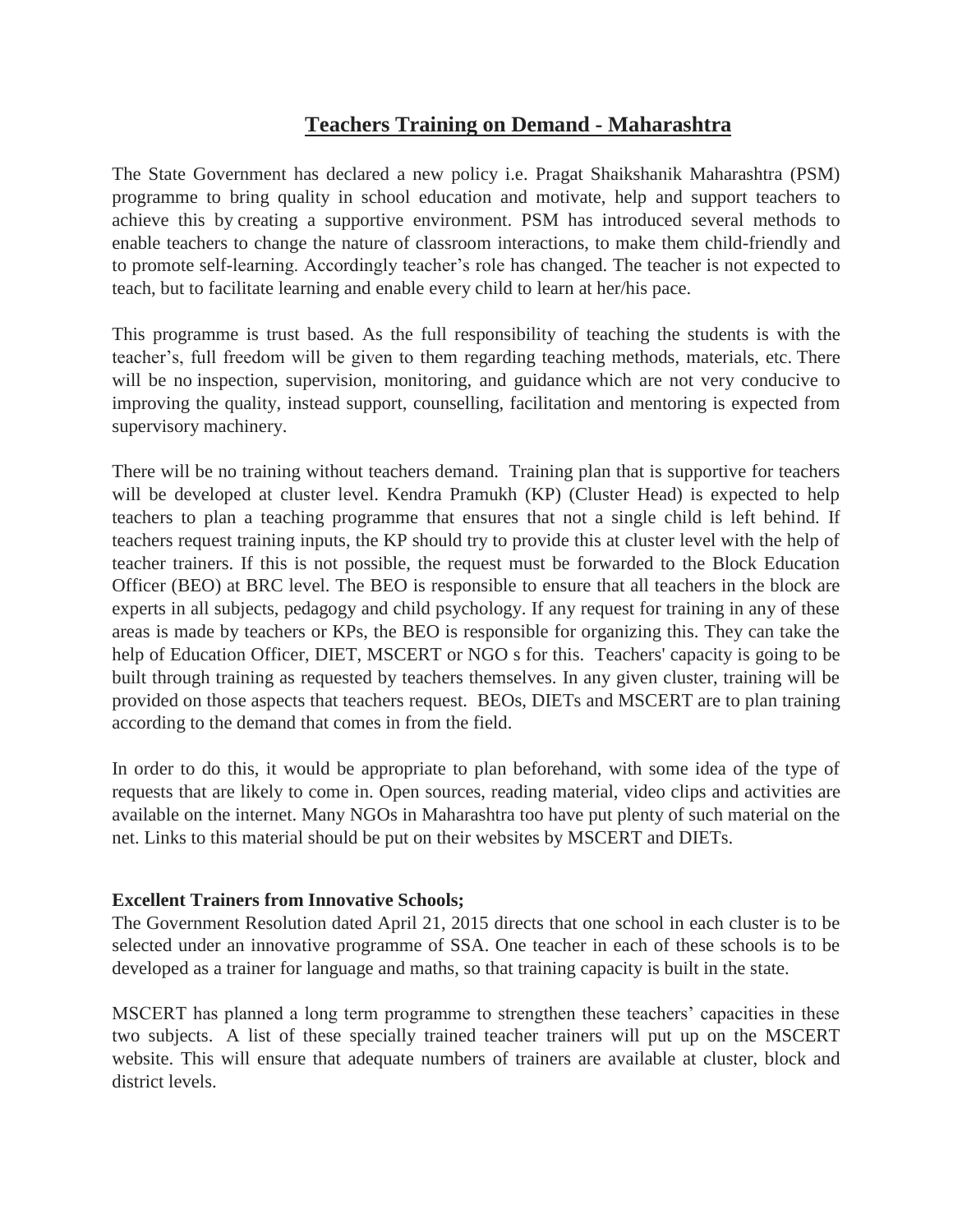# Teachers Training on Demand - Maharashtra

The State Government has declared a new policy i.e. Pragat Shaikshanik Maharashtra (PSM) programme to bring quality in school education and motivate, help and support teachers to achieve this by creating a supportive environment. PSM has introduced several methods to enable teachers to change the nature of classroom interactions, to make them child-friendly and to promote self-learning. Accordingly teacher's role has changed. The teacher is not expected to teach, but to facilitate learning and enable every child to learn at her/his pace.

This programme is trust based. As the full responsibility of teaching the students is with the teacher's, full freedom will be given to them regarding teaching methods, materials, etc. There will be no inspection, supervision, monitoring, and guidance which are not very conducive to improving the quality, instead support, counselling, facilitation and mentoring is expected from supervisory machinery.

There will be no training without teachers demand. Training plan that is supportive for teachers will be developed at cluster level. Kendra Pramukh (KP) (Cluster Head) is expected to help teachers to plan a teaching programme that ensures that not a single child is left behind. If teachers request training inputs, the KP should try to provide this at cluster level with the help of teacher trainers. If this is not possible, the request must be forwarded to the Block Education Officer (BEO) at BRC level. The BEO is responsible to ensure that all teachers in the block are experts in all subjects, pedagogy and child psychology. If any request for training in any of these areas is made by teachers or KPs, the BEO is responsible for organizing this. They can take the help of Education Officer, DIET, MSCERT or NGO s for this. Teachers' capacity is going to be built through training as requested by teachers themselves. In any given cluster, training will be provided on those aspects that teachers request. BEOs, DIETs and MSCERT are to plan training according to the demand that comes in from the field.

In order to do this, it would be appropriate to plan beforehand, with some idea of the type of requests that are likely to come in. Open sources, reading material, video clips and activities are available on the internet. Many NGOs in Maharashtra too have put plenty of such material on the net. Links to this material should be put on their websites by MSCERT and DIETs.

**Excellent Trainers from Innovative Schools;**

The Government Resolution dated April 21, 2015 directs that one school in each cluster is to be selected under an innovative programme of SSA. One teacher in each of these schools is to be developed as a trainer for language and maths, so that training capacity is built in the state.

MSCERT has planned a long term programme to strengthen these teachers' capacities in these two subjects. A list of these specially trained teacher trainers will put up on the MSCERT website. This will ensure that adequate numbers of trainers are available at cluster, block and district levels.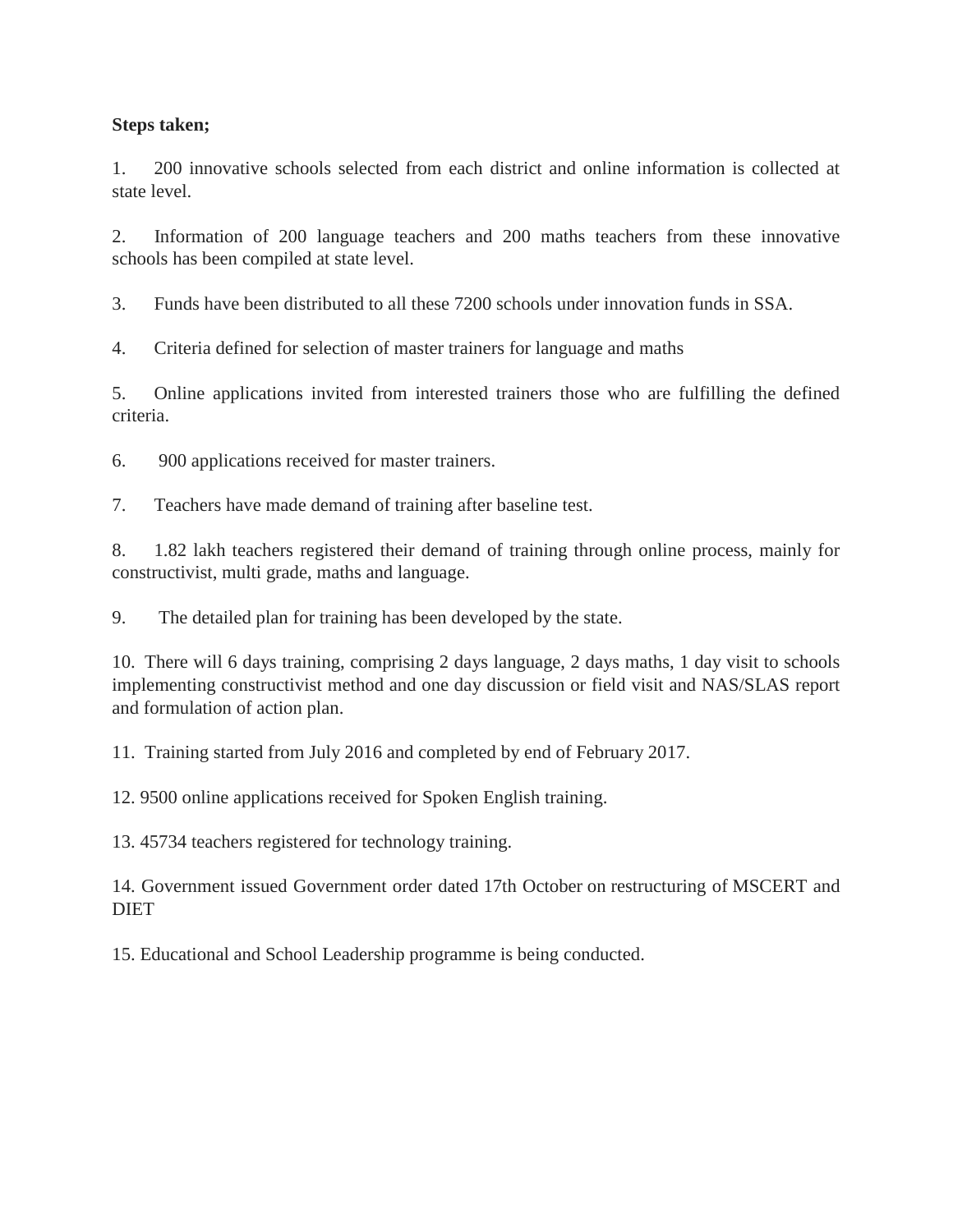**Steps taken;**

1. 200 innovative schools selected from each district and online information is collected at state level.

2. Information of 200 language teachers and 200 maths teachers from these innovative schools has been compiled at state level.

3. Funds have been distributed to all these 7200 schools under innovation funds in SSA.

4. Criteria defined for selection of master trainers for language and maths

5. Online applications invited from interested trainers those who are fulfilling the defined criteria.

6. 900 applications received for master trainers.

7. Teachers have made demand of training after baseline test.

8. 1.82 lakh teachers registered their demand of training through online process, mainly for constructivist, multi grade, maths and language.

9. The detailed plan for training has been developed by the state.

10. There will 6 days training, comprising 2 days language, 2 days maths, 1 day visit to schools implementing constructivist method and one day discussion or field visit and NAS/SLAS report and formulation of action plan.

11. Training started from July 2016 and completed by end of February 2017.

12. 9500 online applications received for Spoken English training.

13. 45734 teachers registered for technology training.

14. Government issued Government order dated 17th October on restructuring of MSCERT and DIET

15. Educational and School Leadership programme is being conducted.